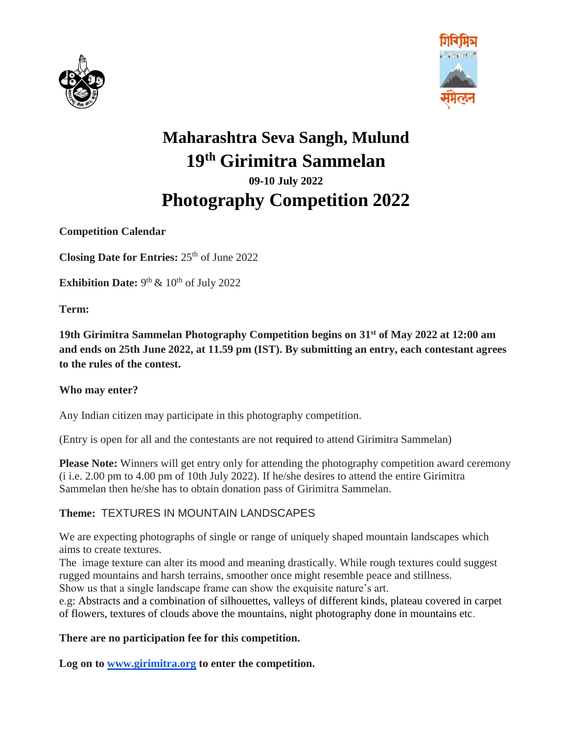# Maharashtra Seva Sangh, Mulund

# 19th Girimitra Sammelan

### 09-10 July 2022

# Photography Competition 2022

**Competition Calendar**

**Closing Date for Entries:** 25th of June 2022

**Exhibition Date:** 9th & 10th of July 2022

**Term:**

**19th Girimitra Sammelan Photography Competition begins on 31st of May 2022 at 12:00 am and ends on 25th June 2022, at 11.59 pm (IST). By submitting an entry, each contestant agrees to the rules of the contest.**

**Who may enter?**

Any Indian citizen may participate in this photography competition.

(Entry is open for all and the contestants are not required to attend Girimitra Sammelan)

**Please Note:** Winners will get entry only for attending the photography competition award ceremony (i i.e. 2.00 pm to 4.00 pm of 10th July 2022). If he/she desires to attend the entire Girimitra Sammelan then he/she has to obtain donation pass of Girimitra Sammelan.

**Theme:** TEXTURES IN MOUNTAIN LANDSCAPES

We are expecting photographs of single or range of uniquely shaped mountain landscapes which aims to create textures.
The image texture can alter its mood and meaning drastically. While rough textures could suggest rugged mountains and harsh terrains, smoother once might resemble peace and stillness.
Show us that a single landscape frame can show the exquisite nature's art.
e.g: Abstracts and a combination of silhouettes, valleys of different kinds, plateau covered in carpet of flowers, textures of clouds above the mountains, night photography done in mountains etc.

**There are no participation fee for this competition.**

**Log on to [www.girimitra.org](http://www.girimitra.org) to enter the competition.**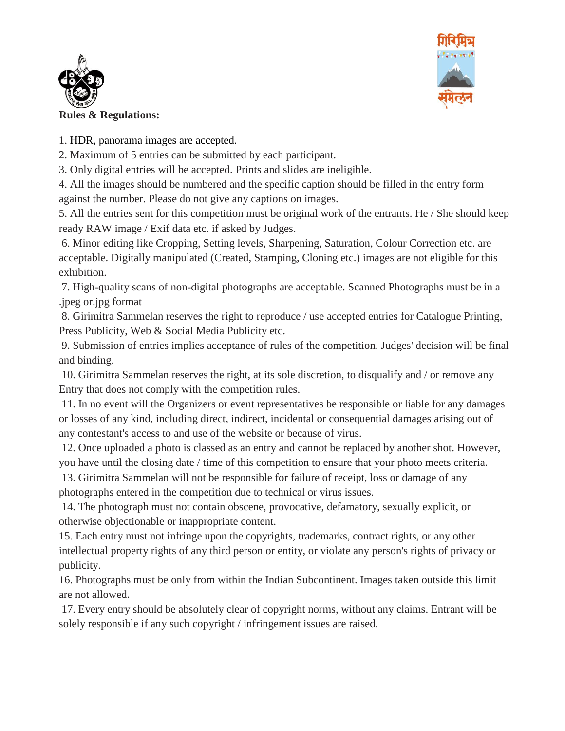**Rules & Regulations:**

1. HDR, panorama images are accepted.
2. Maximum of 5 entries can be submitted by each participant.
3. Only digital entries will be accepted. Prints and slides are ineligible.
4. All the images should be numbered and the specific caption should be filled in the entry form against the number. Please do not give any captions on images.
5. All the entries sent for this competition must be original work of the entrants. He / She should keep ready RAW image / Exif data etc. if asked by Judges.
6. Minor editing like Cropping, Setting levels, Sharpening, Saturation, Colour Correction etc. are acceptable. Digitally manipulated (Created, Stamping, Cloning etc.) images are not eligible for this exhibition.
7. High-quality scans of non-digital photographs are acceptable. Scanned Photographs must be in a .jpeg or.jpg format
8. Girimitra Sammelan reserves the right to reproduce / use accepted entries for Catalogue Printing, Press Publicity, Web & Social Media Publicity etc.
9. Submission of entries implies acceptance of rules of the competition. Judges' decision will be final and binding.
10. Girimitra Sammelan reserves the right, at its sole discretion, to disqualify and / or remove any Entry that does not comply with the competition rules.
11. In no event will the Organizers or event representatives be responsible or liable for any damages or losses of any kind, including direct, indirect, incidental or consequential damages arising out of any contestant's access to and use of the website or because of virus.
12. Once uploaded a photo is classed as an entry and cannot be replaced by another shot. However, you have until the closing date / time of this competition to ensure that your photo meets criteria.
13. Girimitra Sammelan will not be responsible for failure of receipt, loss or damage of any photographs entered in the competition due to technical or virus issues.
14. The photograph must not contain obscene, provocative, defamatory, sexually explicit, or otherwise objectionable or inappropriate content.
15. Each entry must not infringe upon the copyrights, trademarks, contract rights, or any other intellectual property rights of any third person or entity, or violate any person's rights of privacy or publicity.
16. Photographs must be only from within the Indian Subcontinent. Images taken outside this limit are not allowed.
17. Every entry should be absolutely clear of copyright norms, without any claims. Entrant will be solely responsible if any such copyright / infringement issues are raised.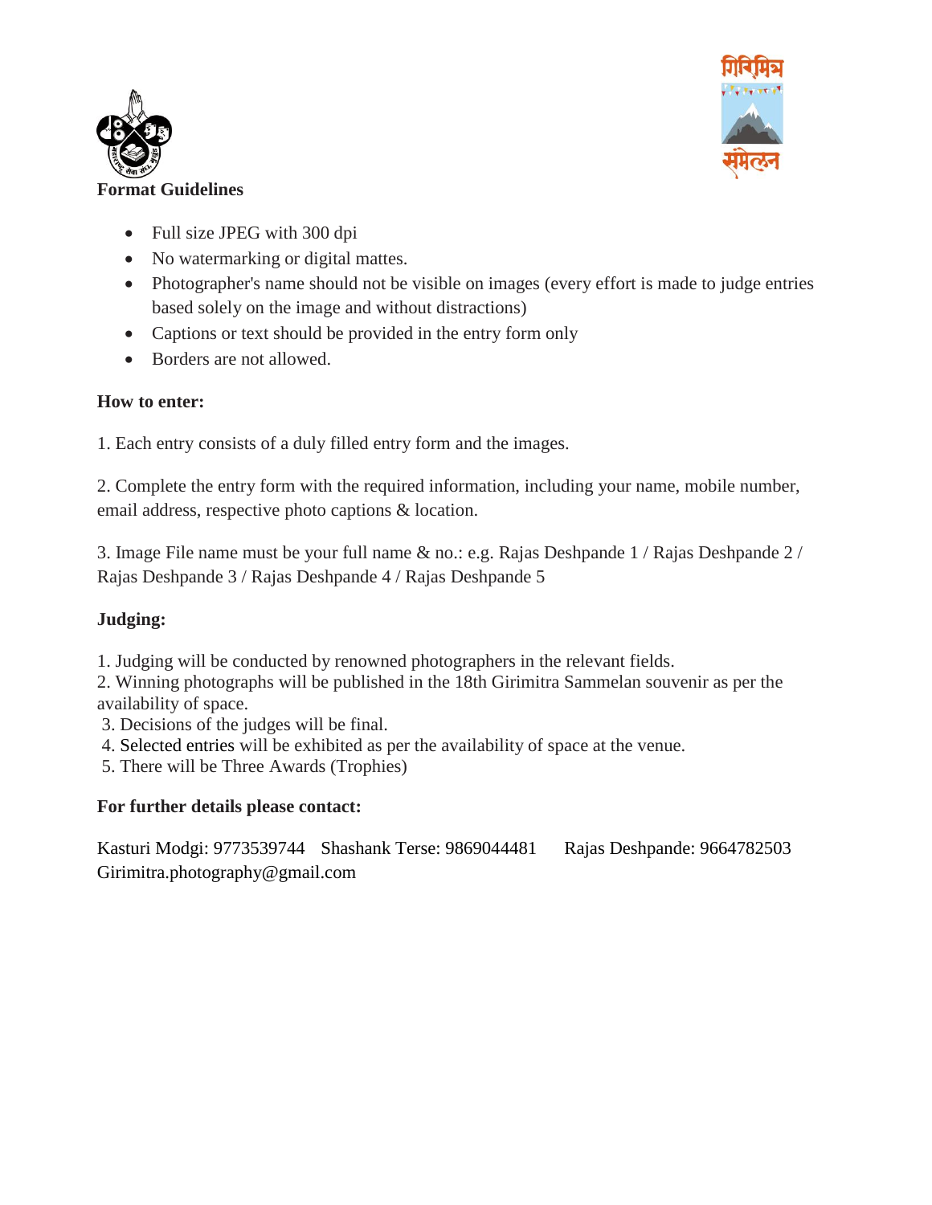**Format Guidelines**

- Full size JPEG with 300 dpi
- No watermarking or digital mattes.
- Photographer's name should not be visible on images (every effort is made to judge entries based solely on the image and without distractions)
- Captions or text should be provided in the entry form only
- Borders are not allowed.

**How to enter:**

1. Each entry consists of a duly filled entry form and the images.

2. Complete the entry form with the required information, including your name, mobile number, email address, respective photo captions & location.

3. Image File name must be your full name & no.: e.g. Rajas Deshpande 1 / Rajas Deshpande 2 / Rajas Deshpande 3 / Rajas Deshpande 4 / Rajas Deshpande 5

**Judging:**

1. Judging will be conducted by renowned photographers in the relevant fields.
2. Winning photographs will be published in the 18th Girimitra Sammelan souvenir as per the availability of space.
3. Decisions of the judges will be final.
4. Selected entries will be exhibited as per the availability of space at the venue.
5. There will be Three Awards (Trophies)

**For further details please contact:**

Kasturi Modgi: 9773539744 Shashank Terse: 9869044481 Rajas Deshpande: 9664782503
Girimitra.photography@gmail.com